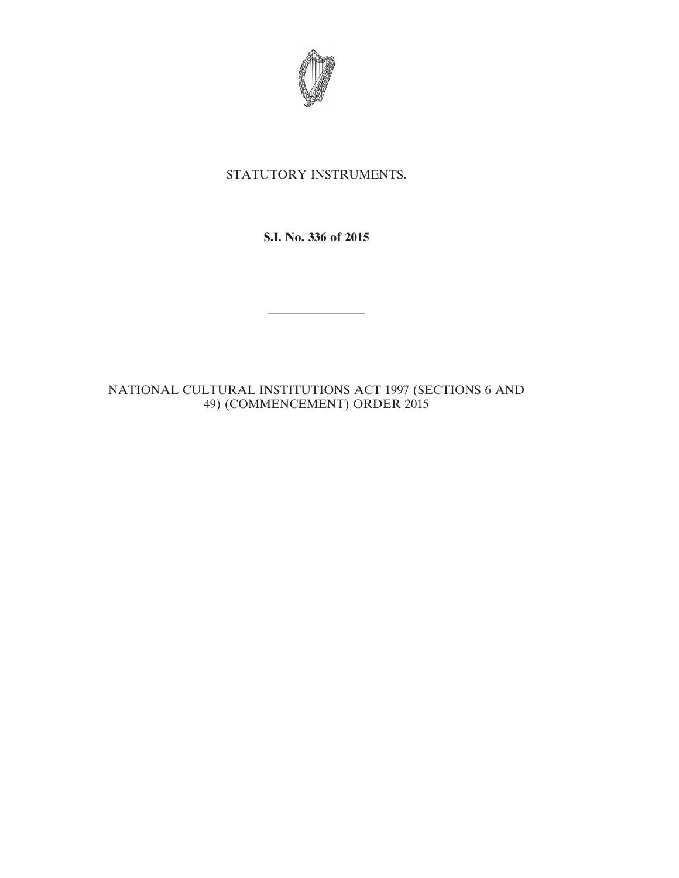STATUTORY INSTRUMENTS.

**S.I. No. 336 of 2015**

---

NATIONAL CULTURAL INSTITUTIONS ACT 1997 (SECTIONS 6 AND 49) (COMMENCEMENT) ORDER 2015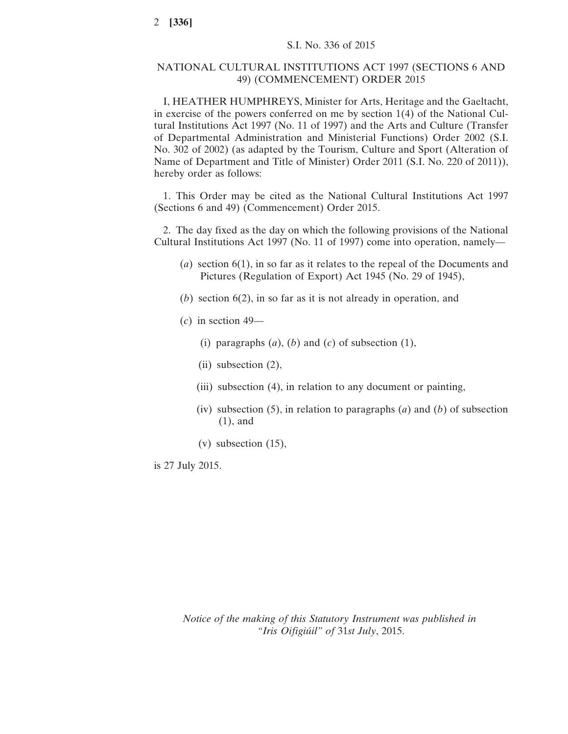S.I. No. 336 of 2015

## NATIONAL CULTURAL INSTITUTIONS ACT 1997 (SECTIONS 6 AND 49) (COMMENCEMENT) ORDER 2015

I, HEATHER HUMPHREYS, Minister for Arts, Heritage and the Gaeltacht, in exercise of the powers conferred on me by section 1(4) of the National Cultural Institutions Act 1997 (No. 11 of 1997) and the Arts and Culture (Transfer of Departmental Administration and Ministerial Functions) Order 2002 (S.I. No. 302 of 2002) (as adapted by the Tourism, Culture and Sport (Alteration of Name of Department and Title of Minister) Order 2011 (S.I. No. 220 of 2011)), hereby order as follows:

1. This Order may be cited as the National Cultural Institutions Act 1997 (Sections 6 and 49) (Commencement) Order 2015.

2. The day fixed as the day on which the following provisions of the National Cultural Institutions Act 1997 (No. 11 of 1997) come into operation, namely—

(*a*) section 6(1), in so far as it relates to the repeal of the Documents and Pictures (Regulation of Export) Act 1945 (No. 29 of 1945),

(*b*) section 6(2), in so far as it is not already in operation, and

(*c*) in section 49—

(i) paragraphs (*a*), (*b*) and (*c*) of subsection (1),

(ii) subsection (2),

(iii) subsection (4), in relation to any document or painting,

(iv) subsection (5), in relation to paragraphs (*a*) and (*b*) of subsection (1), and

(v) subsection (15),

is 27 July 2015.

*Notice of the making of this Statutory Instrument was published in "Iris Oifigiúil" of* 31*st July*, 2015.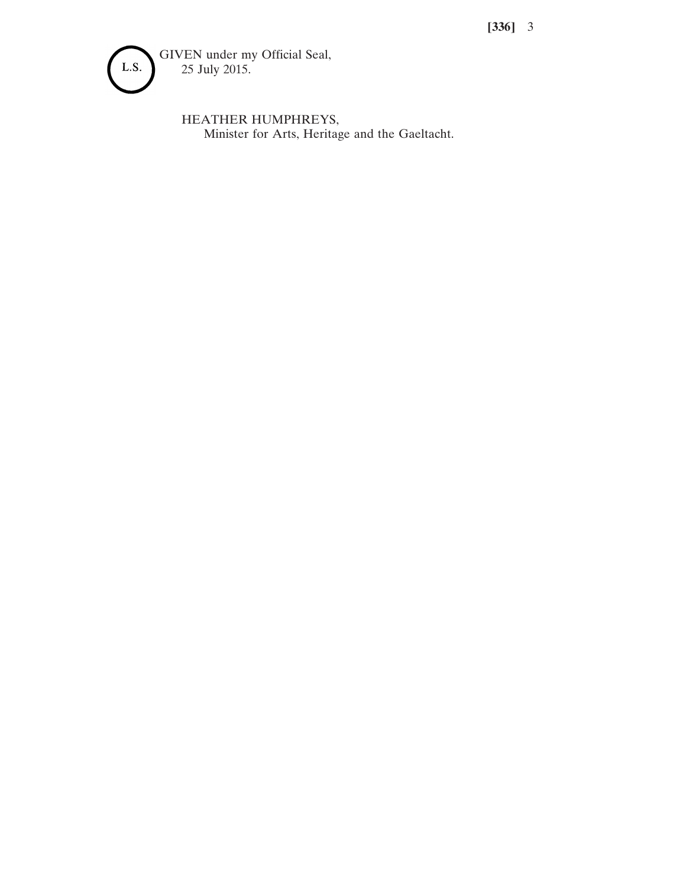L.S.

GIVEN under my Official Seal,
25 July 2015.

HEATHER HUMPHREYS,
Minister for Arts, Heritage and the Gaeltacht.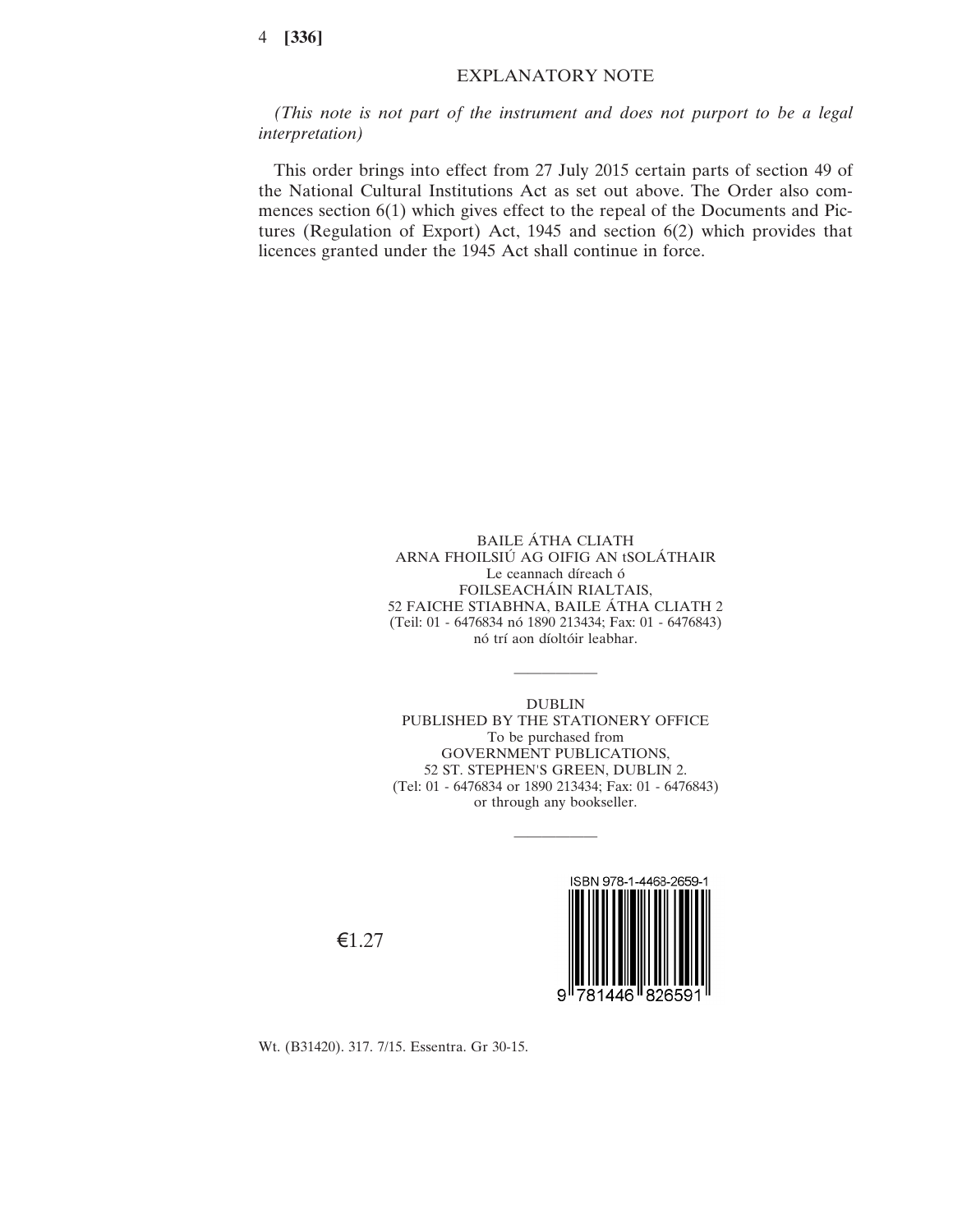## EXPLANATORY NOTE

*(This note is not part of the instrument and does not purport to be a legal interpretation)*

This order brings into effect from 27 July 2015 certain parts of section 49 of the National Cultural Institutions Act as set out above. The Order also commences section 6(1) which gives effect to the repeal of the Documents and Pictures (Regulation of Export) Act, 1945 and section 6(2) which provides that licences granted under the 1945 Act shall continue in force.

BAILE ÁTHA CLIATH
ARNA FHOILSIÚ AG OIFIG AN tSOLÁTHAIR
Le ceannach díreach ó
FOILSEACHÁIN RIALTAIS,
52 FAICHE STIABHNA, BAILE ÁTHA CLIATH 2
(Teil: 01 - 6476834 nó 1890 213434; Fax: 01 - 6476843)
nó trí aon díoltóir leabhar.

---

DUBLIN
PUBLISHED BY THE STATIONERY OFFICE
To be purchased from
GOVERNMENT PUBLICATIONS,
52 ST. STEPHEN'S GREEN, DUBLIN 2.
(Tel: 01 - 6476834 or 1890 213434; Fax: 01 - 6476843)
or through any bookseller.

---

€1.27

ISBN 978-1-4468-2659-1

9 781446 826591

Wt. (B31420). 317. 7/15. Essentra. Gr 30-15.